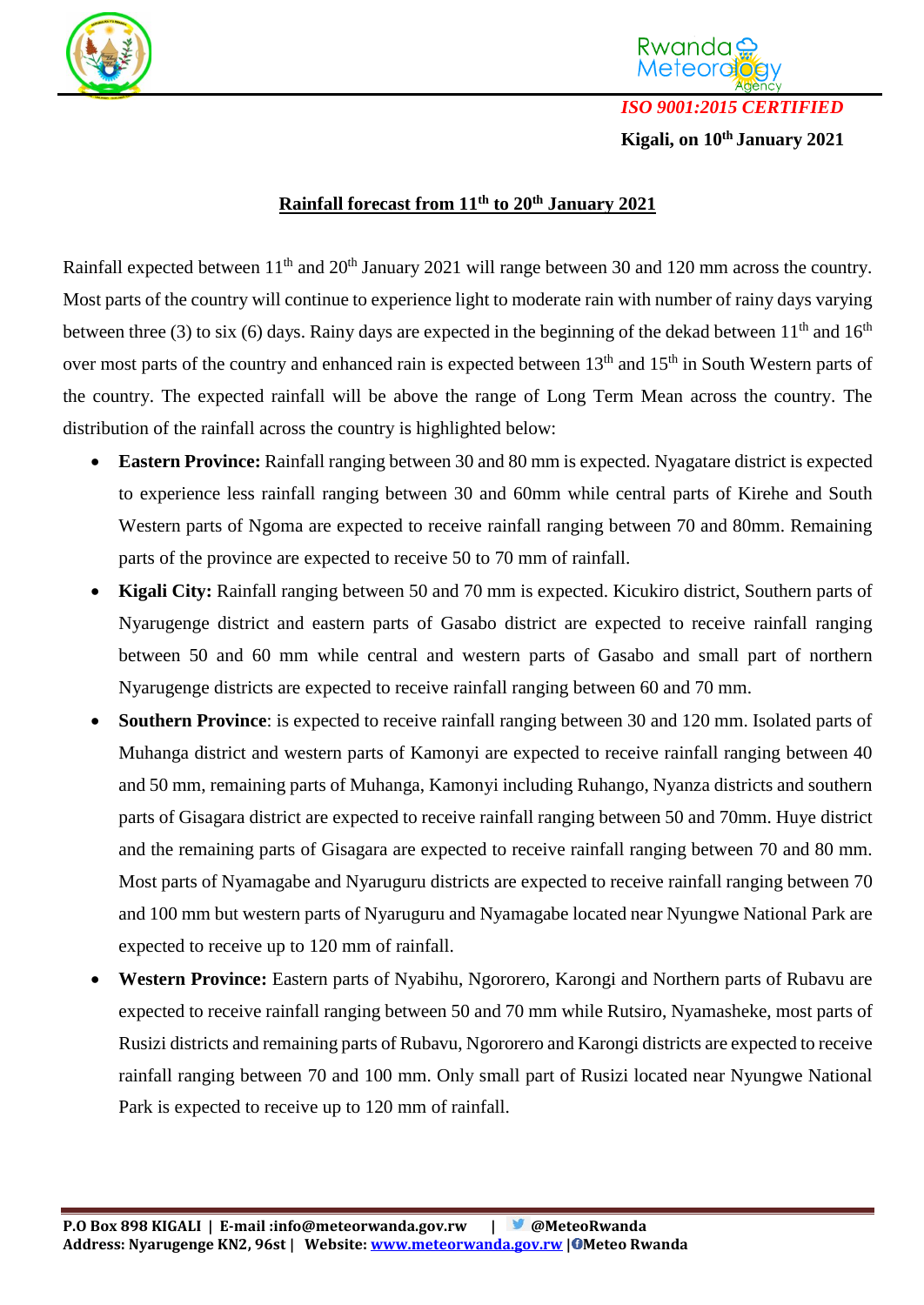*ISO 9001:2015 CERTIFIED*

**Kigali, on 10th January 2021**

## Rainfall forecast from 11th to 20th January 2021

Rainfall expected between 11th and 20th January 2021 will range between 30 and 120 mm across the country. Most parts of the country will continue to experience light to moderate rain with number of rainy days varying between three (3) to six (6) days. Rainy days are expected in the beginning of the dekad between 11th and 16th over most parts of the country and enhanced rain is expected between 13th and 15th in South Western parts of the country. The expected rainfall will be above the range of Long Term Mean across the country. The distribution of the rainfall across the country is highlighted below:

- **Eastern Province:** Rainfall ranging between 30 and 80 mm is expected. Nyagatare district is expected to experience less rainfall ranging between 30 and 60mm while central parts of Kirehe and South Western parts of Ngoma are expected to receive rainfall ranging between 70 and 80mm. Remaining parts of the province are expected to receive 50 to 70 mm of rainfall.
- **Kigali City:** Rainfall ranging between 50 and 70 mm is expected. Kicukiro district, Southern parts of Nyarugenge district and eastern parts of Gasabo district are expected to receive rainfall ranging between 50 and 60 mm while central and western parts of Gasabo and small part of northern Nyarugenge districts are expected to receive rainfall ranging between 60 and 70 mm.
- **Southern Province**: is expected to receive rainfall ranging between 30 and 120 mm. Isolated parts of Muhanga district and western parts of Kamonyi are expected to receive rainfall ranging between 40 and 50 mm, remaining parts of Muhanga, Kamonyi including Ruhango, Nyanza districts and southern parts of Gisagara district are expected to receive rainfall ranging between 50 and 70mm. Huye district and the remaining parts of Gisagara are expected to receive rainfall ranging between 70 and 80 mm. Most parts of Nyamagabe and Nyaruguru districts are expected to receive rainfall ranging between 70 and 100 mm but western parts of Nyaruguru and Nyamagabe located near Nyungwe National Park are expected to receive up to 120 mm of rainfall.
- **Western Province:** Eastern parts of Nyabihu, Ngororero, Karongi and Northern parts of Rubavu are expected to receive rainfall ranging between 50 and 70 mm while Rutsiro, Nyamasheke, most parts of Rusizi districts and remaining parts of Rubavu, Ngororero and Karongi districts are expected to receive rainfall ranging between 70 and 100 mm. Only small part of Rusizi located near Nyungwe National Park is expected to receive up to 120 mm of rainfall.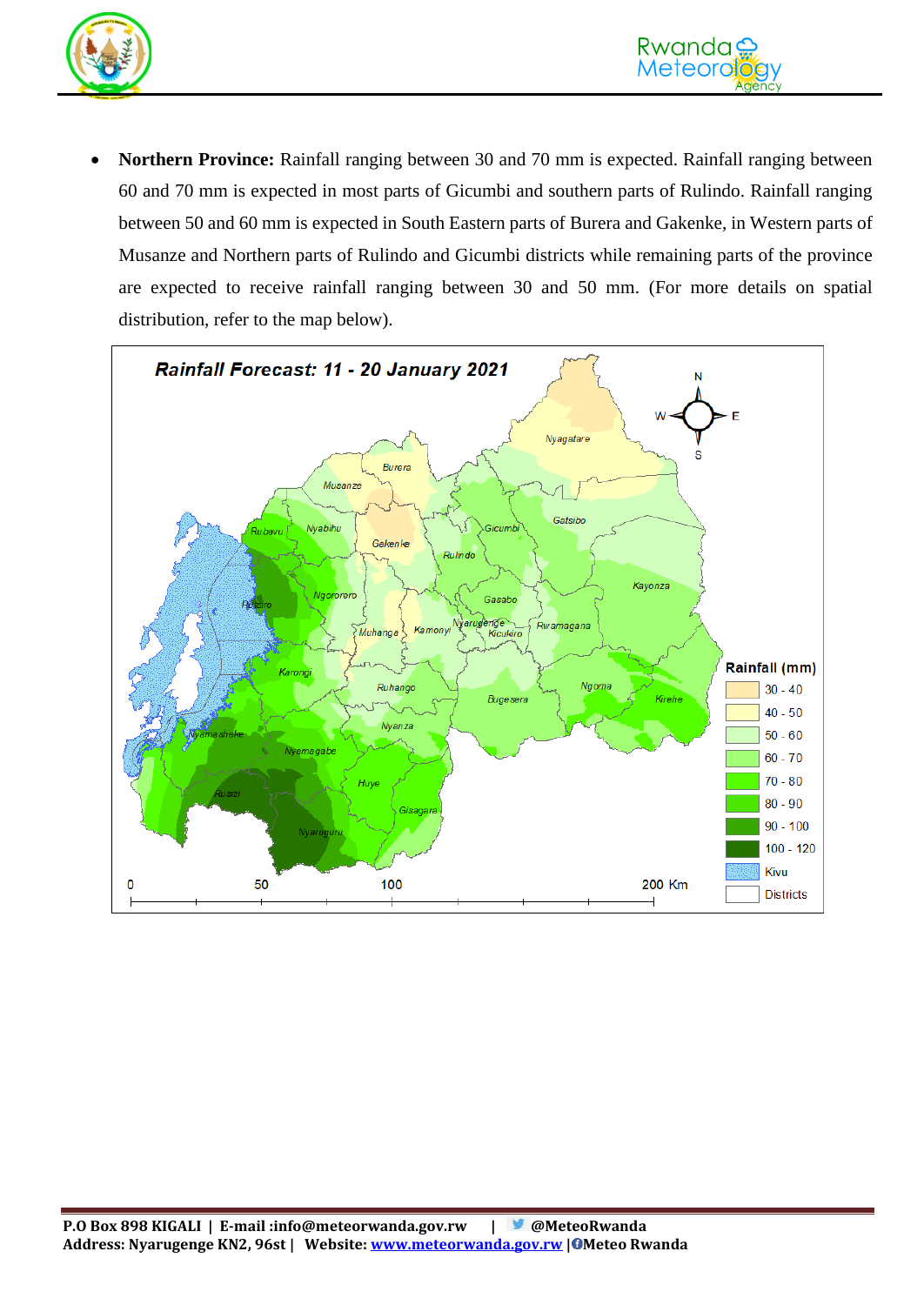- **Northern Province:** Rainfall ranging between 30 and 70 mm is expected. Rainfall ranging between 60 and 70 mm is expected in most parts of Gicumbi and southern parts of Rulindo. Rainfall ranging between 50 and 60 mm is expected in South Eastern parts of Burera and Gakenke, in Western parts of Musanze and Northern parts of Rulindo and Gicumbi districts while remaining parts of the province are expected to receive rainfall ranging between 30 and 50 mm. (For more details on spatial distribution, refer to the map below).

Rainfall Forecast: 11 - 20 January 2021

N
W
E
S

Nyagatare
Burera
Musanze
Rubavu
Nyabihu
Gakenke
Gicumbi
Gatsibo
Rulindo
Ngororero
Rutsiro
Gasabo
Kayonza
Muhanga
Kamonyi
Nyarugenge
Kicukiro
Rwamagana
Karongi
Ruhango
Ngoma
Bugesera
Kirehe
Nyanza
Nyamasheke
Nyamagabe
Huye
Rusizi
Gisagara
Nyaruguru

Rainfall (mm)
30 - 40
40 - 50
50 - 60
60 - 70
70 - 80
80 - 90
90 - 100
100 - 120
Kivu
Districts

0
50
100
200 Km

P.O Box 898 KIGALI | E-mail :info@meteorwanda.gov.rw | @MeteoRwanda
Address: Nyarugenge KN2, 96st | Website: www.meteorwanda.gov.rw | Meteo Rwanda